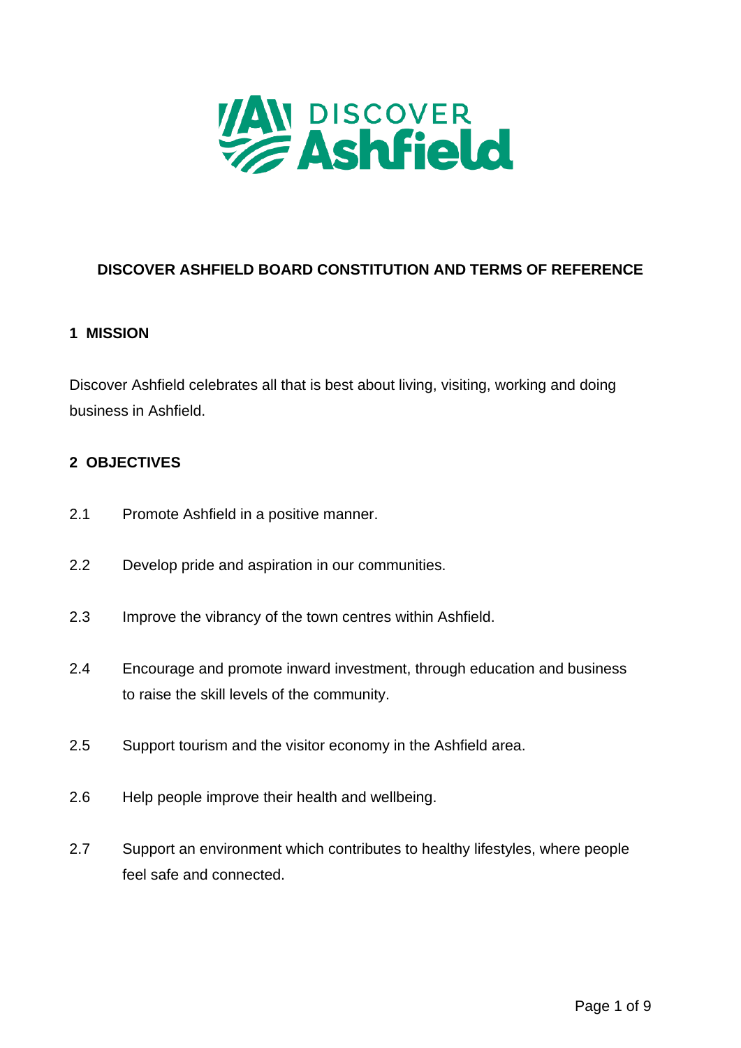# DISCOVER ASHFIELD BOARD CONSTITUTION AND TERMS OF REFERENCE

## 1 MISSION

Discover Ashfield celebrates all that is best about living, visiting, working and doing business in Ashfield.

## 2 OBJECTIVES

2.1 Promote Ashfield in a positive manner.

2.2 Develop pride and aspiration in our communities.

2.3 Improve the vibrancy of the town centres within Ashfield.

2.4 Encourage and promote inward investment, through education and business to raise the skill levels of the community.

2.5 Support tourism and the visitor economy in the Ashfield area.

2.6 Help people improve their health and wellbeing.

2.7 Support an environment which contributes to healthy lifestyles, where people feel safe and connected.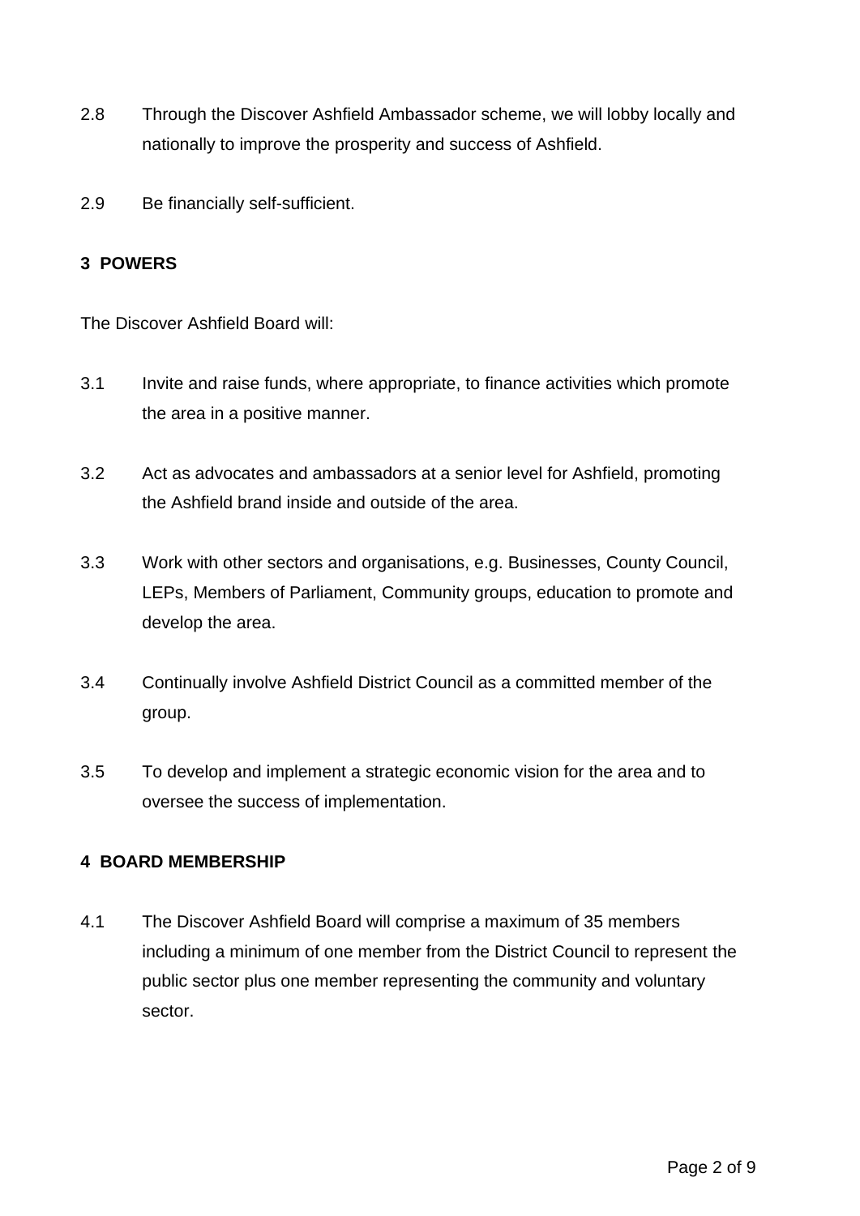2.8 Through the Discover Ashfield Ambassador scheme, we will lobby locally and nationally to improve the prosperity and success of Ashfield.

2.9 Be financially self-sufficient.

## 3 POWERS

The Discover Ashfield Board will:

3.1 Invite and raise funds, where appropriate, to finance activities which promote the area in a positive manner.

3.2 Act as advocates and ambassadors at a senior level for Ashfield, promoting the Ashfield brand inside and outside of the area.

3.3 Work with other sectors and organisations, e.g. Businesses, County Council, LEPs, Members of Parliament, Community groups, education to promote and develop the area.

3.4 Continually involve Ashfield District Council as a committed member of the group.

3.5 To develop and implement a strategic economic vision for the area and to oversee the success of implementation.

## 4 BOARD MEMBERSHIP

4.1 The Discover Ashfield Board will comprise a maximum of 35 members including a minimum of one member from the District Council to represent the public sector plus one member representing the community and voluntary sector.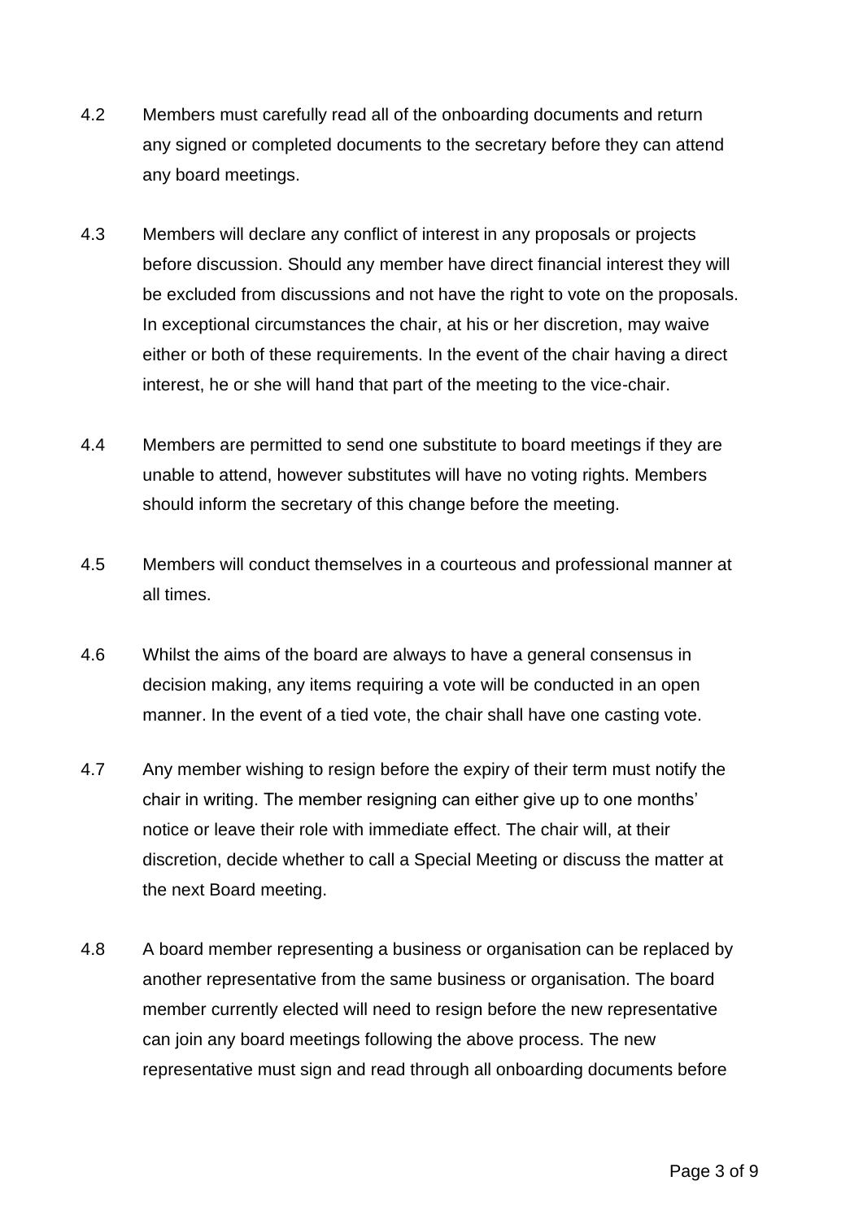4.2 Members must carefully read all of the onboarding documents and return any signed or completed documents to the secretary before they can attend any board meetings.

4.3 Members will declare any conflict of interest in any proposals or projects before discussion. Should any member have direct financial interest they will be excluded from discussions and not have the right to vote on the proposals. In exceptional circumstances the chair, at his or her discretion, may waive either or both of these requirements. In the event of the chair having a direct interest, he or she will hand that part of the meeting to the vice-chair.

4.4 Members are permitted to send one substitute to board meetings if they are unable to attend, however substitutes will have no voting rights. Members should inform the secretary of this change before the meeting.

4.5 Members will conduct themselves in a courteous and professional manner at all times.

4.6 Whilst the aims of the board are always to have a general consensus in decision making, any items requiring a vote will be conducted in an open manner. In the event of a tied vote, the chair shall have one casting vote.

4.7 Any member wishing to resign before the expiry of their term must notify the chair in writing. The member resigning can either give up to one months' notice or leave their role with immediate effect. The chair will, at their discretion, decide whether to call a Special Meeting or discuss the matter at the next Board meeting.

4.8 A board member representing a business or organisation can be replaced by another representative from the same business or organisation. The board member currently elected will need to resign before the new representative can join any board meetings following the above process. The new representative must sign and read through all onboarding documents before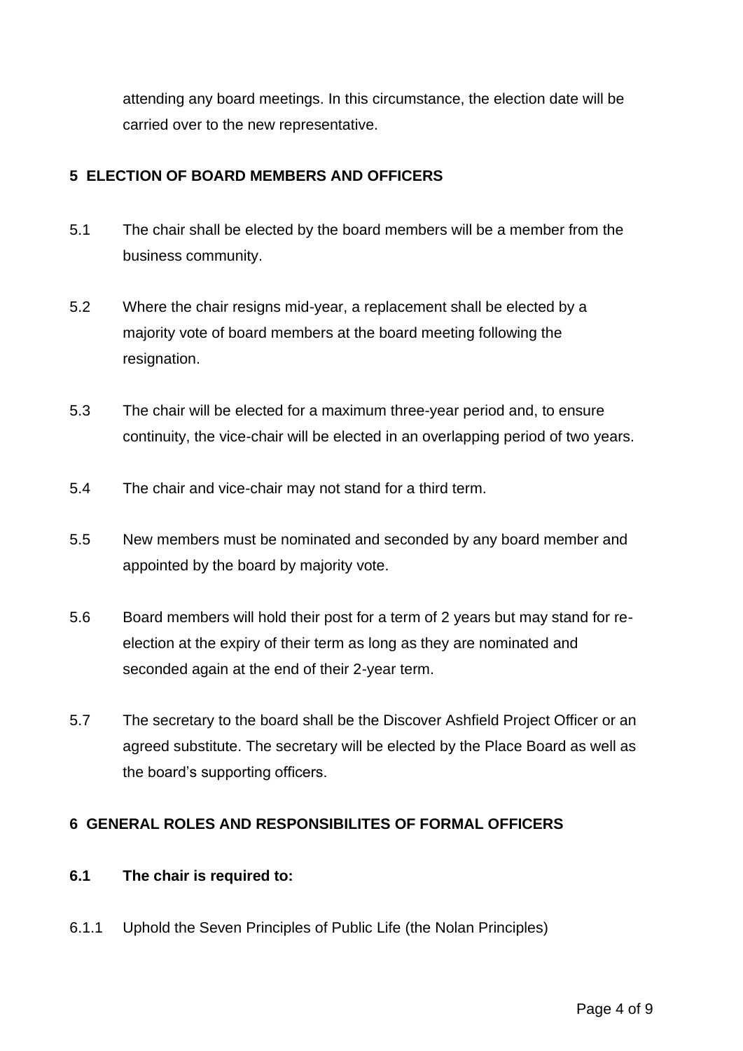attending any board meetings. In this circumstance, the election date will be carried over to the new representative.

## 5 ELECTION OF BOARD MEMBERS AND OFFICERS

5.1 The chair shall be elected by the board members will be a member from the business community.

5.2 Where the chair resigns mid-year, a replacement shall be elected by a majority vote of board members at the board meeting following the resignation.

5.3 The chair will be elected for a maximum three-year period and, to ensure continuity, the vice-chair will be elected in an overlapping period of two years.

5.4 The chair and vice-chair may not stand for a third term.

5.5 New members must be nominated and seconded by any board member and appointed by the board by majority vote.

5.6 Board members will hold their post for a term of 2 years but may stand for re-election at the expiry of their term as long as they are nominated and seconded again at the end of their 2-year term.

5.7 The secretary to the board shall be the Discover Ashfield Project Officer or an agreed substitute. The secretary will be elected by the Place Board as well as the board's supporting officers.

## 6 GENERAL ROLES AND RESPONSIBILITES OF FORMAL OFFICERS

### 6.1 The chair is required to:

6.1.1 Uphold the Seven Principles of Public Life (the Nolan Principles)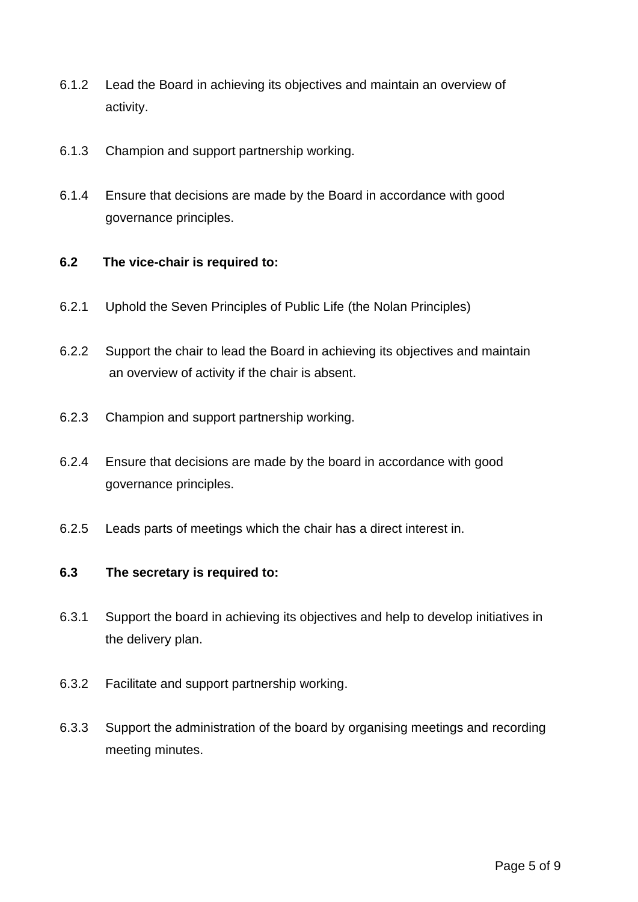6.1.2 Lead the Board in achieving its objectives and maintain an overview of activity.

6.1.3 Champion and support partnership working.

6.1.4 Ensure that decisions are made by the Board in accordance with good governance principles.

**6.2 The vice-chair is required to:**

6.2.1 Uphold the Seven Principles of Public Life (the Nolan Principles)

6.2.2 Support the chair to lead the Board in achieving its objectives and maintain an overview of activity if the chair is absent.

6.2.3 Champion and support partnership working.

6.2.4 Ensure that decisions are made by the board in accordance with good governance principles.

6.2.5 Leads parts of meetings which the chair has a direct interest in.

**6.3 The secretary is required to:**

6.3.1 Support the board in achieving its objectives and help to develop initiatives in the delivery plan.

6.3.2 Facilitate and support partnership working.

6.3.3 Support the administration of the board by organising meetings and recording meeting minutes.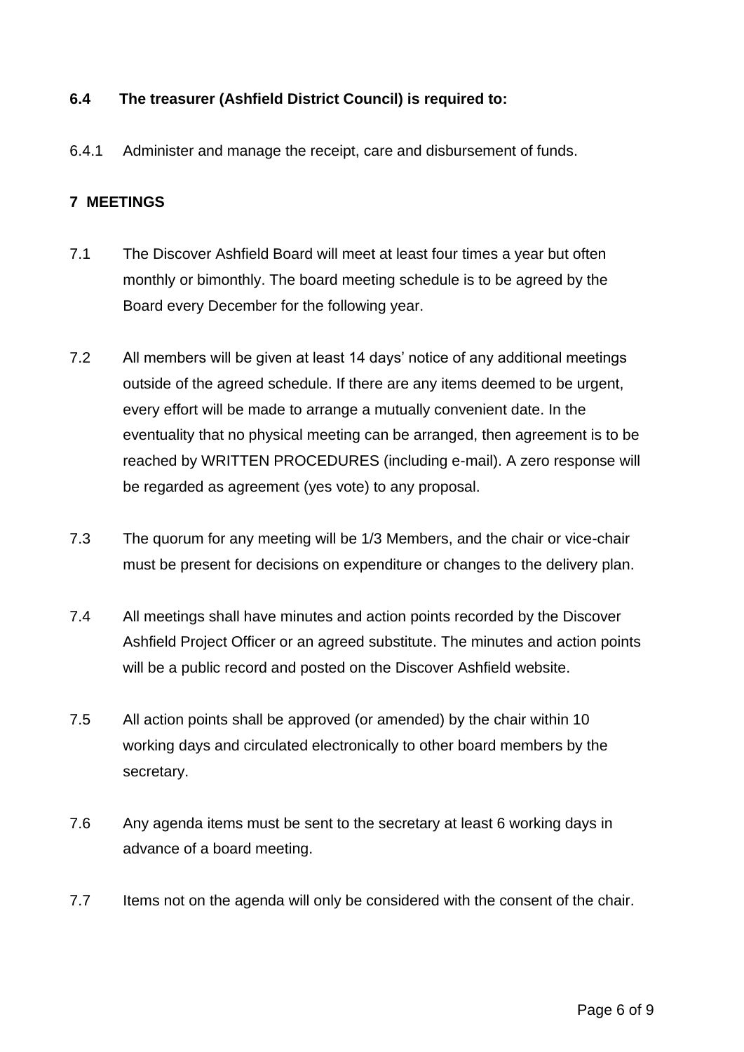**6.4 The treasurer (Ashfield District Council) is required to:**

6.4.1 Administer and manage the receipt, care and disbursement of funds.

## 7 MEETINGS

7.1 The Discover Ashfield Board will meet at least four times a year but often monthly or bimonthly. The board meeting schedule is to be agreed by the Board every December for the following year.

7.2 All members will be given at least 14 days' notice of any additional meetings outside of the agreed schedule. If there are any items deemed to be urgent, every effort will be made to arrange a mutually convenient date. In the eventuality that no physical meeting can be arranged, then agreement is to be reached by WRITTEN PROCEDURES (including e-mail). A zero response will be regarded as agreement (yes vote) to any proposal.

7.3 The quorum for any meeting will be 1/3 Members, and the chair or vice-chair must be present for decisions on expenditure or changes to the delivery plan.

7.4 All meetings shall have minutes and action points recorded by the Discover Ashfield Project Officer or an agreed substitute. The minutes and action points will be a public record and posted on the Discover Ashfield website.

7.5 All action points shall be approved (or amended) by the chair within 10 working days and circulated electronically to other board members by the secretary.

7.6 Any agenda items must be sent to the secretary at least 6 working days in advance of a board meeting.

7.7 Items not on the agenda will only be considered with the consent of the chair.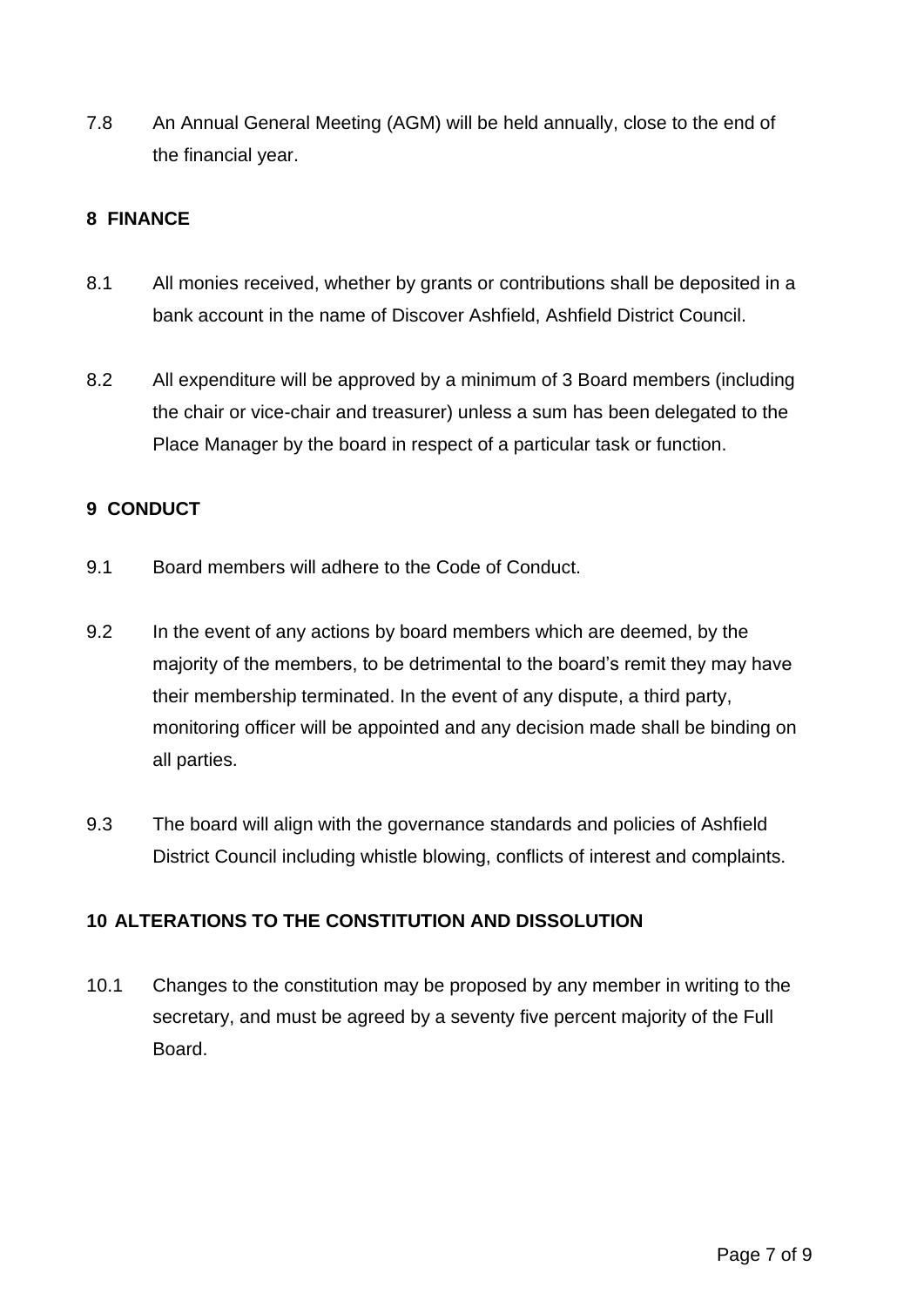7.8 An Annual General Meeting (AGM) will be held annually, close to the end of the financial year.

## 8 FINANCE

8.1 All monies received, whether by grants or contributions shall be deposited in a bank account in the name of Discover Ashfield, Ashfield District Council.

8.2 All expenditure will be approved by a minimum of 3 Board members (including the chair or vice-chair and treasurer) unless a sum has been delegated to the Place Manager by the board in respect of a particular task or function.

## 9 CONDUCT

9.1 Board members will adhere to the Code of Conduct.

9.2 In the event of any actions by board members which are deemed, by the majority of the members, to be detrimental to the board's remit they may have their membership terminated. In the event of any dispute, a third party, monitoring officer will be appointed and any decision made shall be binding on all parties.

9.3 The board will align with the governance standards and policies of Ashfield District Council including whistle blowing, conflicts of interest and complaints.

## 10 ALTERATIONS TO THE CONSTITUTION AND DISSOLUTION

10.1 Changes to the constitution may be proposed by any member in writing to the secretary, and must be agreed by a seventy five percent majority of the Full Board.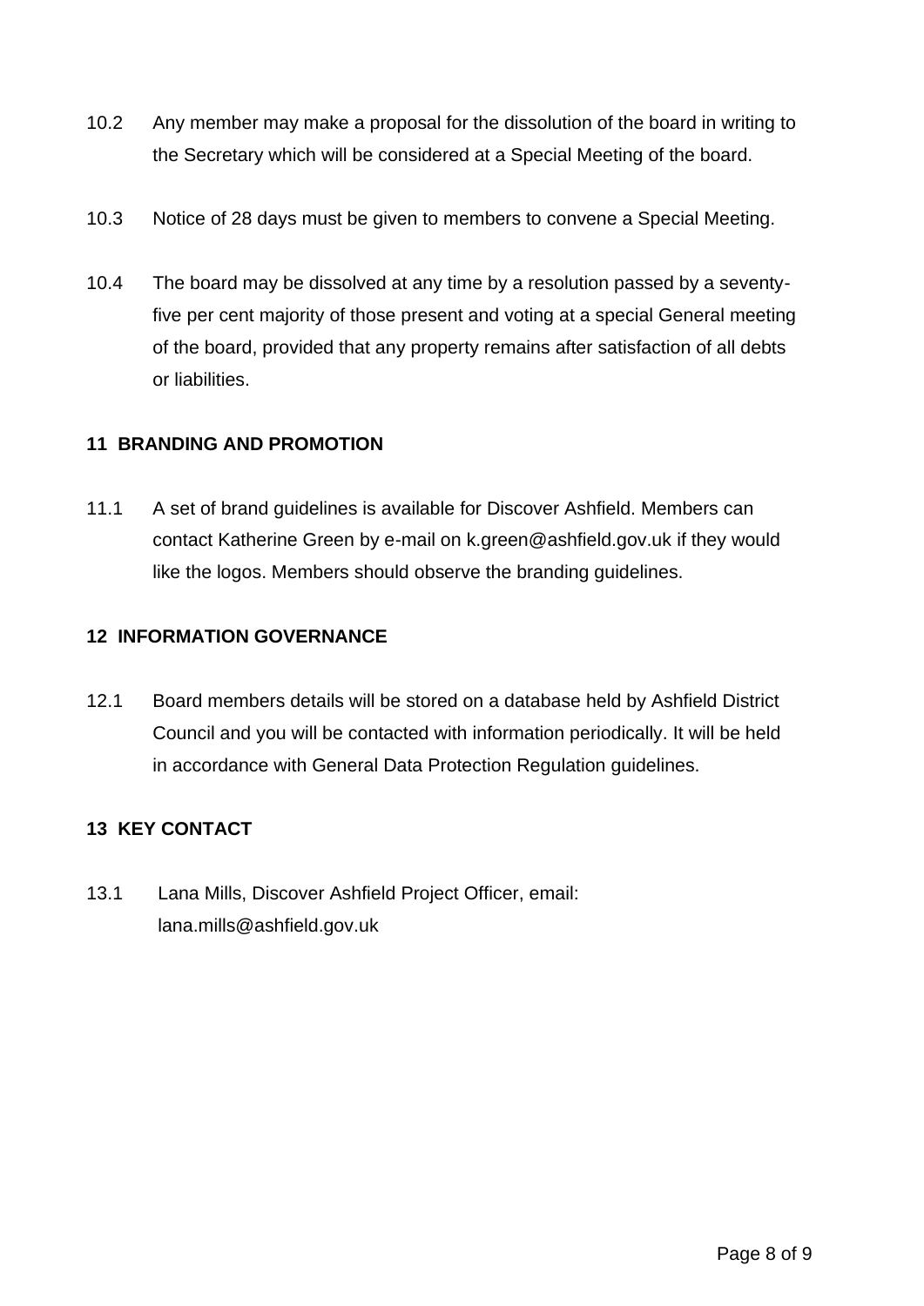10.2 Any member may make a proposal for the dissolution of the board in writing to the Secretary which will be considered at a Special Meeting of the board.

10.3 Notice of 28 days must be given to members to convene a Special Meeting.

10.4 The board may be dissolved at any time by a resolution passed by a seventy-five per cent majority of those present and voting at a special General meeting of the board, provided that any property remains after satisfaction of all debts or liabilities.

## 11 BRANDING AND PROMOTION

11.1 A set of brand guidelines is available for Discover Ashfield. Members can contact Katherine Green by e-mail on k.green@ashfield.gov.uk if they would like the logos. Members should observe the branding guidelines.

## 12 INFORMATION GOVERNANCE

12.1 Board members details will be stored on a database held by Ashfield District Council and you will be contacted with information periodically. It will be held in accordance with General Data Protection Regulation guidelines.

## 13 KEY CONTACT

13.1 Lana Mills, Discover Ashfield Project Officer, email: lana.mills@ashfield.gov.uk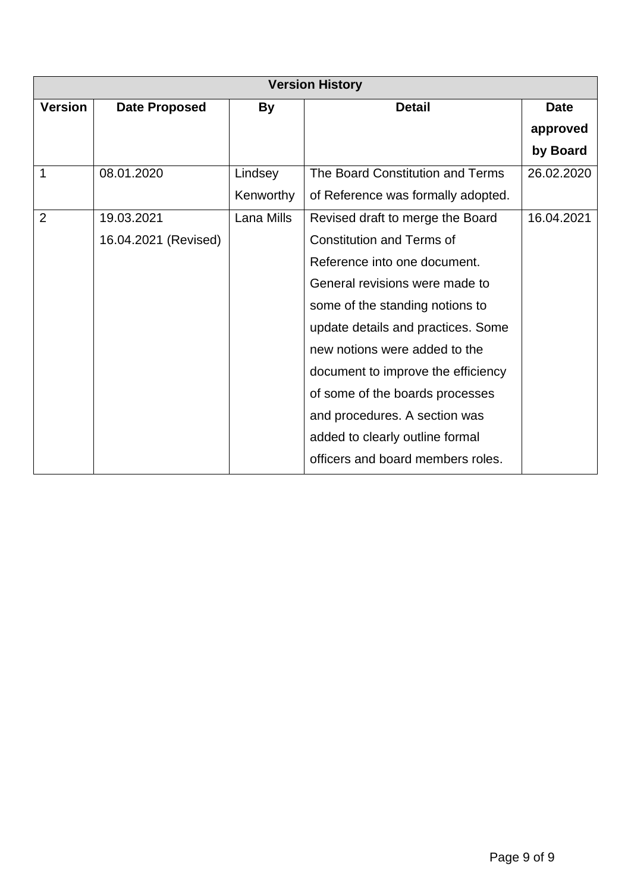| Version History | | | | |
|---|---|---|---|---|
| **Version** | **Date Proposed** | **By** | **Detail** | **Date approved by Board** |
| 1 | 08.01.2020 | Lindsey Kenworthy | The Board Constitution and Terms of Reference was formally adopted. | 26.02.2020 |
| 2 | 19.03.2021<br>16.04.2021 (Revised) | Lana Mills | Revised draft to merge the Board Constitution and Terms of Reference into one document. General revisions were made to some of the standing notions to update details and practices. Some new notions were added to the document to improve the efficiency of some of the boards processes and procedures. A section was added to clearly outline formal officers and board members roles. | 16.04.2021 |